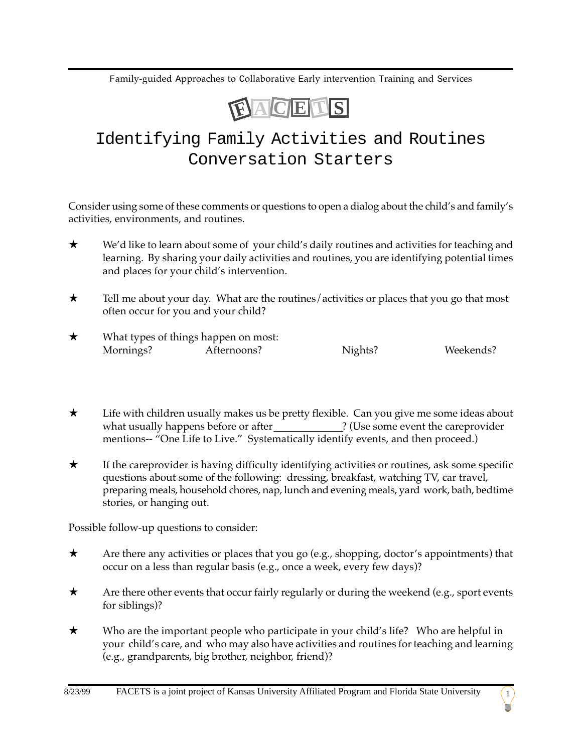Family-guided Approaches to Collaborative Early intervention Training and Services

FACETS

# Identifying Family Activities and Routines Conversation Starters

Consider using some of these comments or questions to open a dialog about the child's and family's activities, environments, and routines.

★ We'd like to learn about some of your child's daily routines and activities for teaching and learning. By sharing your daily activities and routines, you are identifying potential times and places for your child's intervention.

★ Tell me about your day. What are the routines/activities or places that you go that most often occur for you and your child?

★ What types of things happen on most:
Mornings? Afternoons? Nights? Weekends?

★ Life with children usually makes us be pretty flexible. Can you give me some ideas about what usually happens before or after ____________? (Use some event the careprovider mentions-- "One Life to Live." Systematically identify events, and then proceed.)

★ If the careprovider is having difficulty identifying activities or routines, ask some specific questions about some of the following: dressing, breakfast, watching TV, car travel, preparing meals, household chores, nap, lunch and evening meals, yard work, bath, bedtime stories, or hanging out.

Possible follow-up questions to consider:

★ Are there any activities or places that you go (e.g., shopping, doctor's appointments) that occur on a less than regular basis (e.g., once a week, every few days)?

★ Are there other events that occur fairly regularly or during the weekend (e.g., sport events for siblings)?

★ Who are the important people who participate in your child's life? Who are helpful in your child's care, and who may also have activities and routines for teaching and learning (e.g., grandparents, big brother, neighbor, friend)?

8/23/99 FACETS is a joint project of Kansas University Affiliated Program and Florida State University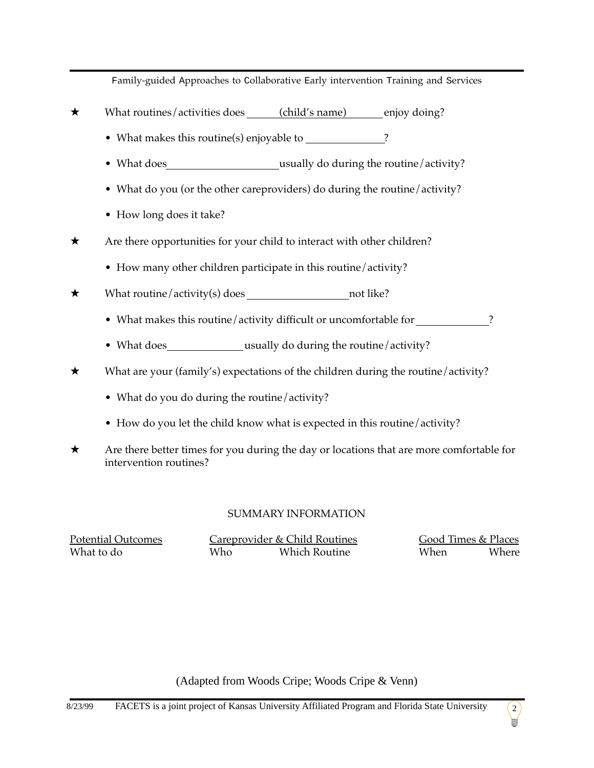★ What routines/activities does \_\_\_\_\_\_(child's name)\_\_\_\_\_\_\_ enjoy doing?

- What makes this routine(s) enjoyable to \_\_\_\_\_\_\_\_\_\_\_\_\_\_?
- What does\_\_\_\_\_\_\_\_\_\_\_\_\_\_\_\_\_\_\_\_usually do during the routine/activity?
- What do you (or the other careproviders) do during the routine/activity?
- How long does it take?

★ Are there opportunities for your child to interact with other children?

- How many other children participate in this routine/activity?

★ What routine/activity(s) does \_\_\_\_\_\_\_\_\_\_\_\_\_\_\_\_\_\_\_not like?

- What makes this routine/activity difficult or uncomfortable for \_\_\_\_\_\_\_\_\_\_\_\_\_?
- What does\_\_\_\_\_\_\_\_\_\_\_\_\_\_usually do during the routine/activity?

★ What are your (family's) expectations of the children during the routine/activity?

- What do you do during the routine/activity?
- How do you let the child know what is expected in this routine/activity?

★ Are there better times for you during the day or locations that are more comfortable for intervention routines?

## SUMMARY INFORMATION

| Potential Outcomes | Careprovider & Child Routines | | Good Times & Places | |
|---|---|---|---|---|
| What to do | Who | Which Routine | When | Where |
| | | | | |

(Adapted from Woods Cripe; Woods Cripe & Venn)